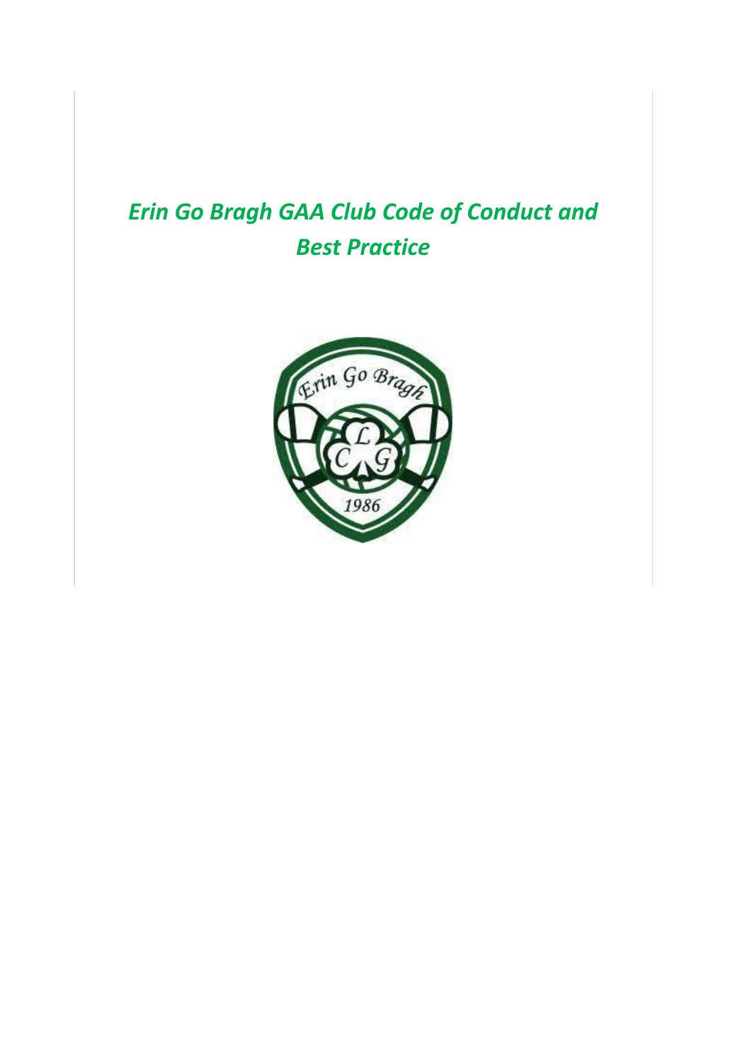# *Erin Go Bragh GAA Club Code of Conduct and Best Practice*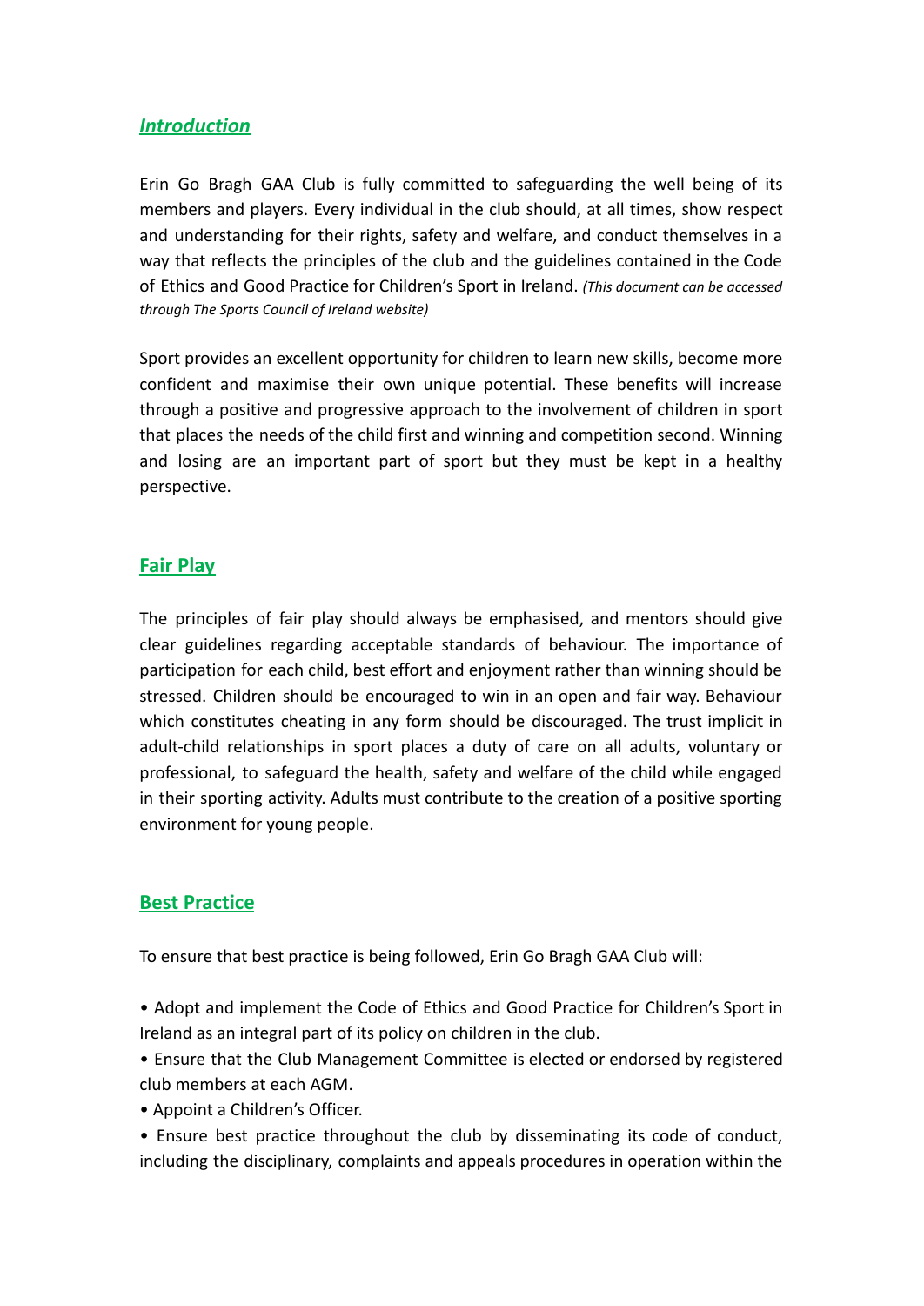## ***Introduction***

Erin Go Bragh GAA Club is fully committed to safeguarding the well being of its members and players. Every individual in the club should, at all times, show respect and understanding for their rights, safety and welfare, and conduct themselves in a way that reflects the principles of the club and the guidelines contained in the Code of Ethics and Good Practice for Children's Sport in Ireland. *(This document can be accessed through The Sports Council of Ireland website)*

Sport provides an excellent opportunity for children to learn new skills, become more confident and maximise their own unique potential. These benefits will increase through a positive and progressive approach to the involvement of children in sport that places the needs of the child first and winning and competition second. Winning and losing are an important part of sport but they must be kept in a healthy perspective.

## **Fair Play**

The principles of fair play should always be emphasised, and mentors should give clear guidelines regarding acceptable standards of behaviour. The importance of participation for each child, best effort and enjoyment rather than winning should be stressed. Children should be encouraged to win in an open and fair way. Behaviour which constitutes cheating in any form should be discouraged. The trust implicit in adult-child relationships in sport places a duty of care on all adults, voluntary or professional, to safeguard the health, safety and welfare of the child while engaged in their sporting activity. Adults must contribute to the creation of a positive sporting environment for young people.

## **Best Practice**

To ensure that best practice is being followed, Erin Go Bragh GAA Club will:

- Adopt and implement the Code of Ethics and Good Practice for Children's Sport in Ireland as an integral part of its policy on children in the club.
- Ensure that the Club Management Committee is elected or endorsed by registered club members at each AGM.
- Appoint a Children's Officer.
- Ensure best practice throughout the club by disseminating its code of conduct, including the disciplinary, complaints and appeals procedures in operation within the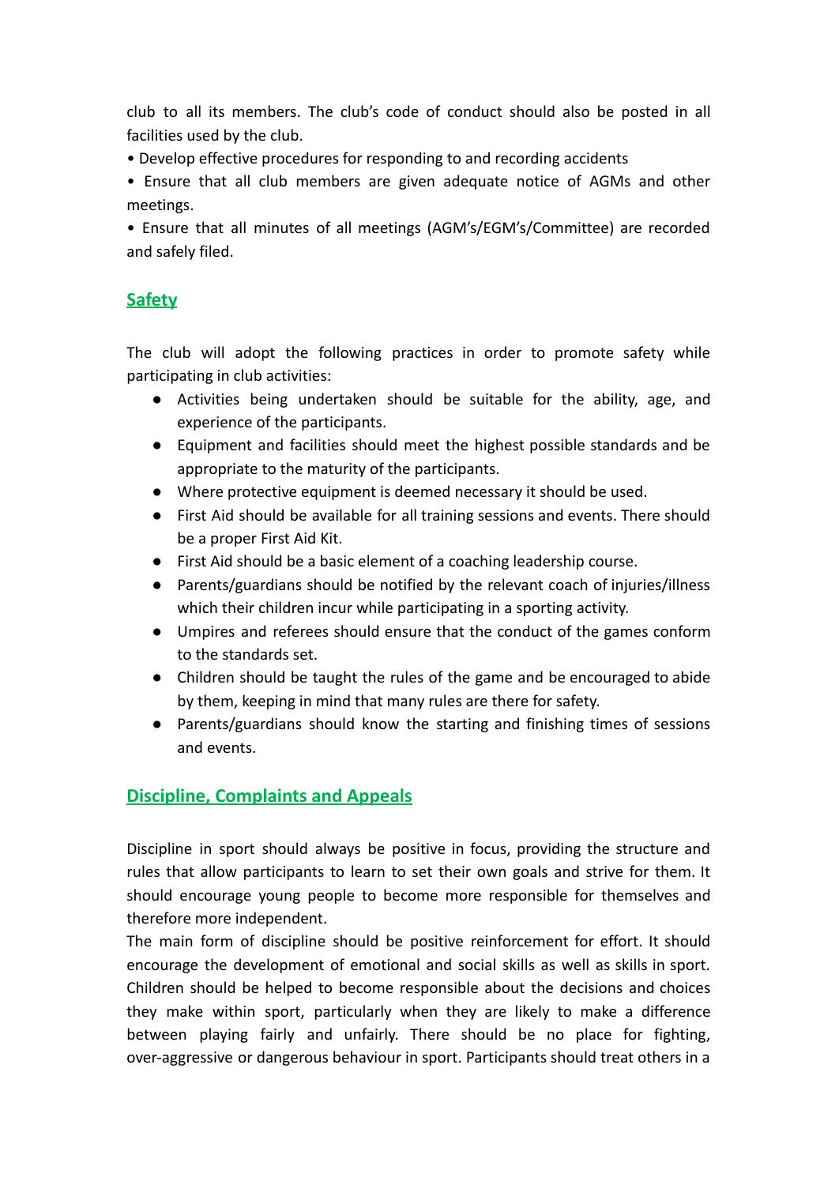club to all its members. The club's code of conduct should also be posted in all facilities used by the club.

• Develop effective procedures for responding to and recording accidents

• Ensure that all club members are given adequate notice of AGMs and other meetings.

• Ensure that all minutes of all meetings (AGM's/EGM's/Committee) are recorded and safely filed.

## Safety

The club will adopt the following practices in order to promote safety while participating in club activities:

- Activities being undertaken should be suitable for the ability, age, and experience of the participants.
- Equipment and facilities should meet the highest possible standards and be appropriate to the maturity of the participants.
- Where protective equipment is deemed necessary it should be used.
- First Aid should be available for all training sessions and events. There should be a proper First Aid Kit.
- First Aid should be a basic element of a coaching leadership course.
- Parents/guardians should be notified by the relevant coach of injuries/illness which their children incur while participating in a sporting activity.
- Umpires and referees should ensure that the conduct of the games conform to the standards set.
- Children should be taught the rules of the game and be encouraged to abide by them, keeping in mind that many rules are there for safety.
- Parents/guardians should know the starting and finishing times of sessions and events.

## Discipline, Complaints and Appeals

Discipline in sport should always be positive in focus, providing the structure and rules that allow participants to learn to set their own goals and strive for them. It should encourage young people to become more responsible for themselves and therefore more independent.

The main form of discipline should be positive reinforcement for effort. It should encourage the development of emotional and social skills as well as skills in sport. Children should be helped to become responsible about the decisions and choices they make within sport, particularly when they are likely to make a difference between playing fairly and unfairly. There should be no place for fighting, over-aggressive or dangerous behaviour in sport. Participants should treat others in a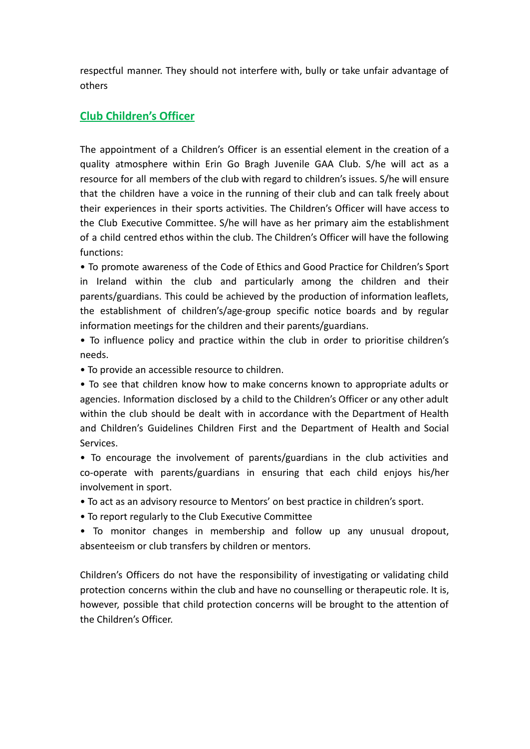respectful manner. They should not interfere with, bully or take unfair advantage of others

## Club Children's Officer

The appointment of a Children's Officer is an essential element in the creation of a quality atmosphere within Erin Go Bragh Juvenile GAA Club. S/he will act as a resource for all members of the club with regard to children's issues. S/he will ensure that the children have a voice in the running of their club and can talk freely about their experiences in their sports activities. The Children's Officer will have access to the Club Executive Committee. S/he will have as her primary aim the establishment of a child centred ethos within the club. The Children's Officer will have the following functions:

- To promote awareness of the Code of Ethics and Good Practice for Children's Sport in Ireland within the club and particularly among the children and their parents/guardians. This could be achieved by the production of information leaflets, the establishment of children's/age-group specific notice boards and by regular information meetings for the children and their parents/guardians.
- To influence policy and practice within the club in order to prioritise children's needs.
- To provide an accessible resource to children.
- To see that children know how to make concerns known to appropriate adults or agencies. Information disclosed by a child to the Children's Officer or any other adult within the club should be dealt with in accordance with the Department of Health and Children's Guidelines Children First and the Department of Health and Social Services.
- To encourage the involvement of parents/guardians in the club activities and co-operate with parents/guardians in ensuring that each child enjoys his/her involvement in sport.
- To act as an advisory resource to Mentors' on best practice in children's sport.
- To report regularly to the Club Executive Committee
- To monitor changes in membership and follow up any unusual dropout, absenteeism or club transfers by children or mentors.

Children's Officers do not have the responsibility of investigating or validating child protection concerns within the club and have no counselling or therapeutic role. It is, however, possible that child protection concerns will be brought to the attention of the Children's Officer.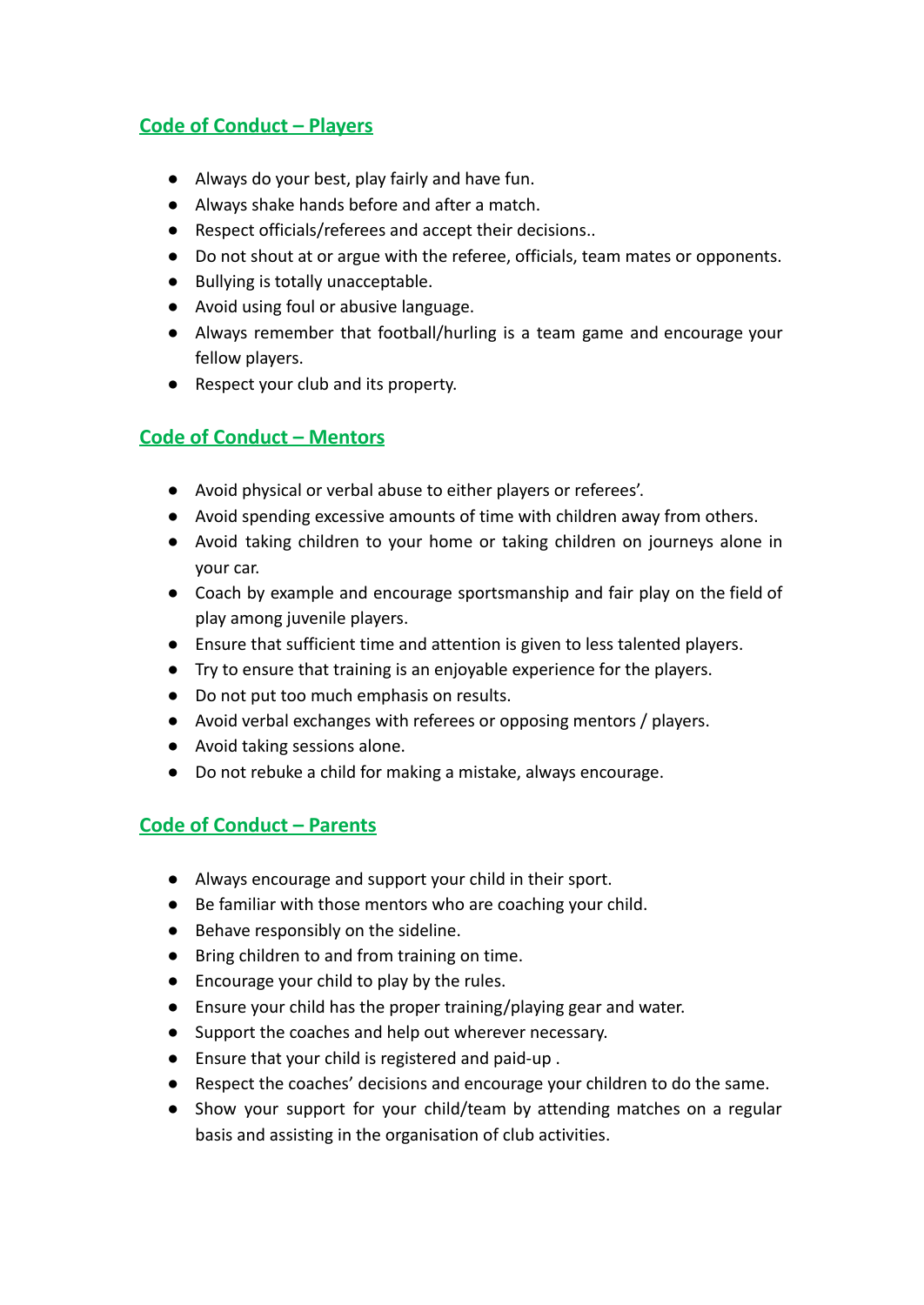## Code of Conduct – Players

- Always do your best, play fairly and have fun.
- Always shake hands before and after a match.
- Respect officials/referees and accept their decisions..
- Do not shout at or argue with the referee, officials, team mates or opponents.
- Bullying is totally unacceptable.
- Avoid using foul or abusive language.
- Always remember that football/hurling is a team game and encourage your fellow players.
- Respect your club and its property.

## Code of Conduct – Mentors

- Avoid physical or verbal abuse to either players or referees'.
- Avoid spending excessive amounts of time with children away from others.
- Avoid taking children to your home or taking children on journeys alone in your car.
- Coach by example and encourage sportsmanship and fair play on the field of play among juvenile players.
- Ensure that sufficient time and attention is given to less talented players.
- Try to ensure that training is an enjoyable experience for the players.
- Do not put too much emphasis on results.
- Avoid verbal exchanges with referees or opposing mentors / players.
- Avoid taking sessions alone.
- Do not rebuke a child for making a mistake, always encourage.

## Code of Conduct – Parents

- Always encourage and support your child in their sport.
- Be familiar with those mentors who are coaching your child.
- Behave responsibly on the sideline.
- Bring children to and from training on time.
- Encourage your child to play by the rules.
- Ensure your child has the proper training/playing gear and water.
- Support the coaches and help out wherever necessary.
- Ensure that your child is registered and paid-up .
- Respect the coaches' decisions and encourage your children to do the same.
- Show your support for your child/team by attending matches on a regular basis and assisting in the organisation of club activities.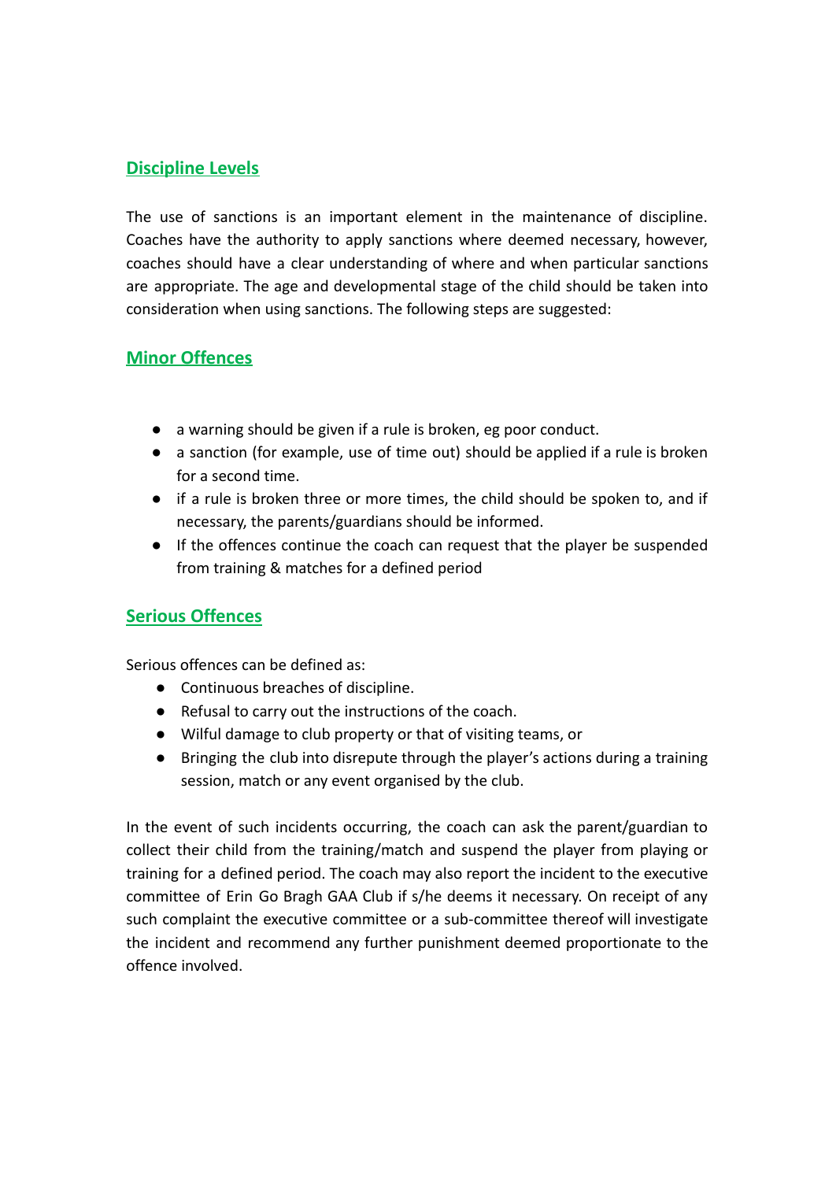## Discipline Levels

The use of sanctions is an important element in the maintenance of discipline. Coaches have the authority to apply sanctions where deemed necessary, however, coaches should have a clear understanding of where and when particular sanctions are appropriate. The age and developmental stage of the child should be taken into consideration when using sanctions. The following steps are suggested:

## Minor Offences

- a warning should be given if a rule is broken, eg poor conduct.
- a sanction (for example, use of time out) should be applied if a rule is broken for a second time.
- if a rule is broken three or more times, the child should be spoken to, and if necessary, the parents/guardians should be informed.
- If the offences continue the coach can request that the player be suspended from training & matches for a defined period

## Serious Offences

Serious offences can be defined as:

- Continuous breaches of discipline.
- Refusal to carry out the instructions of the coach.
- Wilful damage to club property or that of visiting teams, or
- Bringing the club into disrepute through the player's actions during a training session, match or any event organised by the club.

In the event of such incidents occurring, the coach can ask the parent/guardian to collect their child from the training/match and suspend the player from playing or training for a defined period. The coach may also report the incident to the executive committee of Erin Go Bragh GAA Club if s/he deems it necessary. On receipt of any such complaint the executive committee or a sub-committee thereof will investigate the incident and recommend any further punishment deemed proportionate to the offence involved.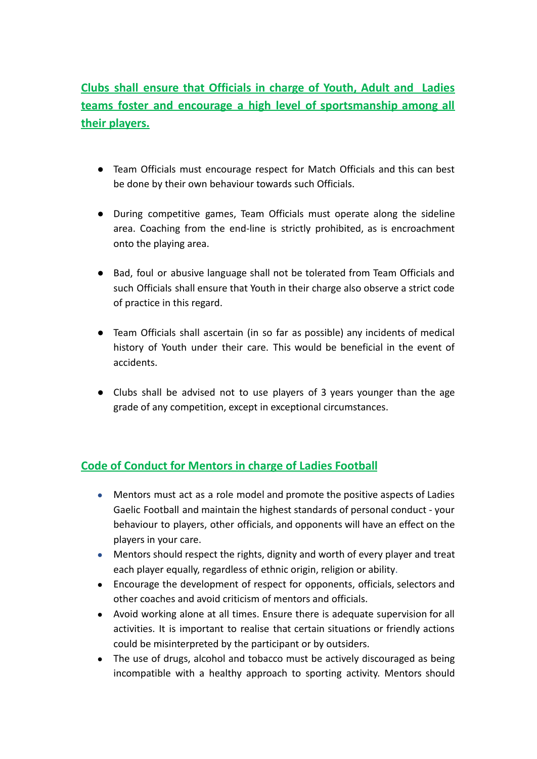## Clubs shall ensure that Officials in charge of Youth, Adult and Ladies teams foster and encourage a high level of sportsmanship among all their players.

- Team Officials must encourage respect for Match Officials and this can best be done by their own behaviour towards such Officials.
- During competitive games, Team Officials must operate along the sideline area. Coaching from the end-line is strictly prohibited, as is encroachment onto the playing area.
- Bad, foul or abusive language shall not be tolerated from Team Officials and such Officials shall ensure that Youth in their charge also observe a strict code of practice in this regard.
- Team Officials shall ascertain (in so far as possible) any incidents of medical history of Youth under their care. This would be beneficial in the event of accidents.
- Clubs shall be advised not to use players of 3 years younger than the age grade of any competition, except in exceptional circumstances.

## Code of Conduct for Mentors in charge of Ladies Football

- Mentors must act as a role model and promote the positive aspects of Ladies Gaelic Football and maintain the highest standards of personal conduct - your behaviour to players, other officials, and opponents will have an effect on the players in your care.
- Mentors should respect the rights, dignity and worth of every player and treat each player equally, regardless of ethnic origin, religion or ability.
- Encourage the development of respect for opponents, officials, selectors and other coaches and avoid criticism of mentors and officials.
- Avoid working alone at all times. Ensure there is adequate supervision for all activities. It is important to realise that certain situations or friendly actions could be misinterpreted by the participant or by outsiders.
- The use of drugs, alcohol and tobacco must be actively discouraged as being incompatible with a healthy approach to sporting activity. Mentors should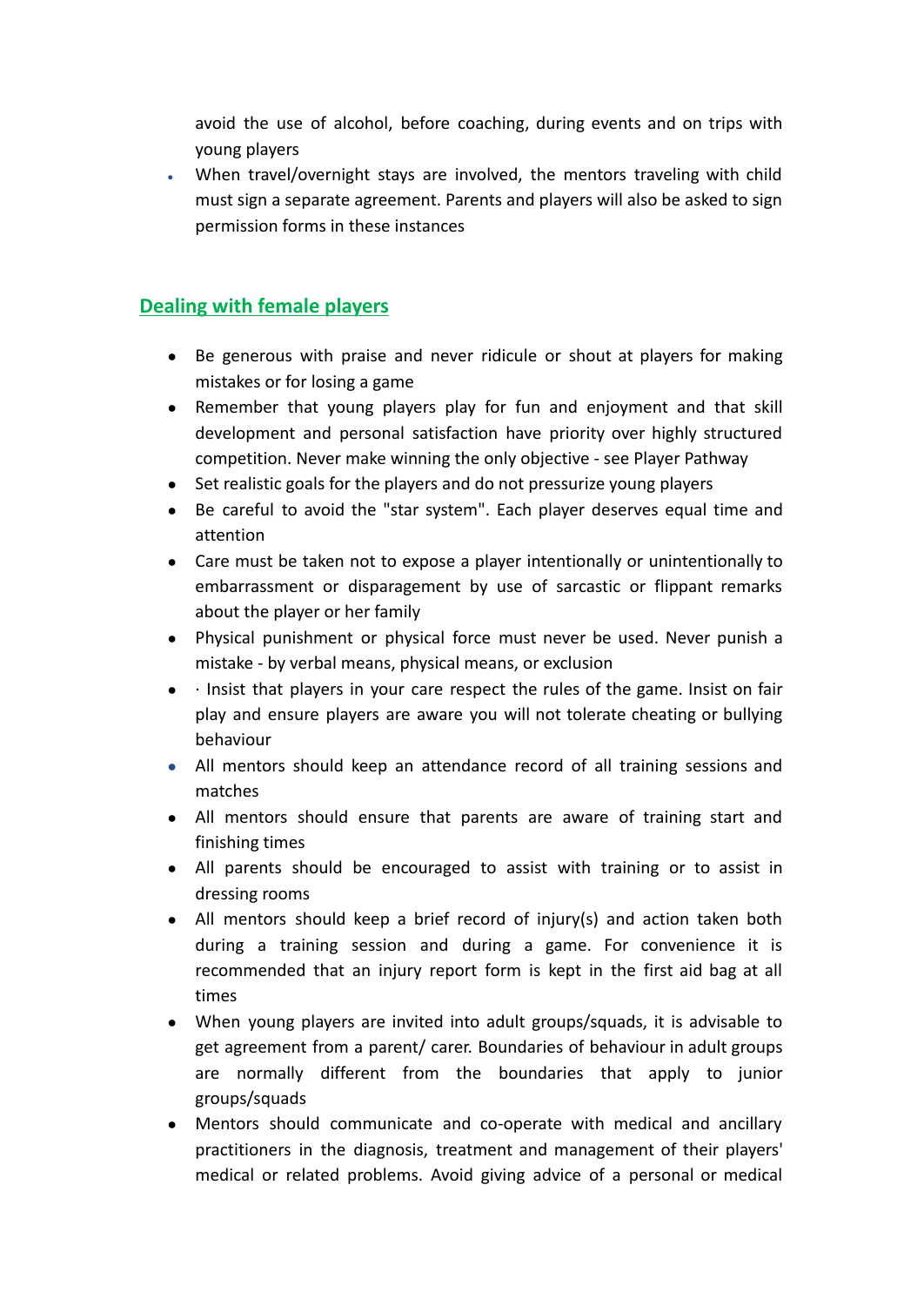avoid the use of alcohol, before coaching, during events and on trips with young players

- When travel/overnight stays are involved, the mentors traveling with child must sign a separate agreement. Parents and players will also be asked to sign permission forms in these instances

## Dealing with female players

- Be generous with praise and never ridicule or shout at players for making mistakes or for losing a game
- Remember that young players play for fun and enjoyment and that skill development and personal satisfaction have priority over highly structured competition. Never make winning the only objective - see Player Pathway
- Set realistic goals for the players and do not pressurize young players
- Be careful to avoid the "star system". Each player deserves equal time and attention
- Care must be taken not to expose a player intentionally or unintentionally to embarrassment or disparagement by use of sarcastic or flippant remarks about the player or her family
- Physical punishment or physical force must never be used. Never punish a mistake - by verbal means, physical means, or exclusion
- · Insist that players in your care respect the rules of the game. Insist on fair play and ensure players are aware you will not tolerate cheating or bullying behaviour
- All mentors should keep an attendance record of all training sessions and matches
- All mentors should ensure that parents are aware of training start and finishing times
- All parents should be encouraged to assist with training or to assist in dressing rooms
- All mentors should keep a brief record of injury(s) and action taken both during a training session and during a game. For convenience it is recommended that an injury report form is kept in the first aid bag at all times
- When young players are invited into adult groups/squads, it is advisable to get agreement from a parent/ carer. Boundaries of behaviour in adult groups are normally different from the boundaries that apply to junior groups/squads
- Mentors should communicate and co-operate with medical and ancillary practitioners in the diagnosis, treatment and management of their players' medical or related problems. Avoid giving advice of a personal or medical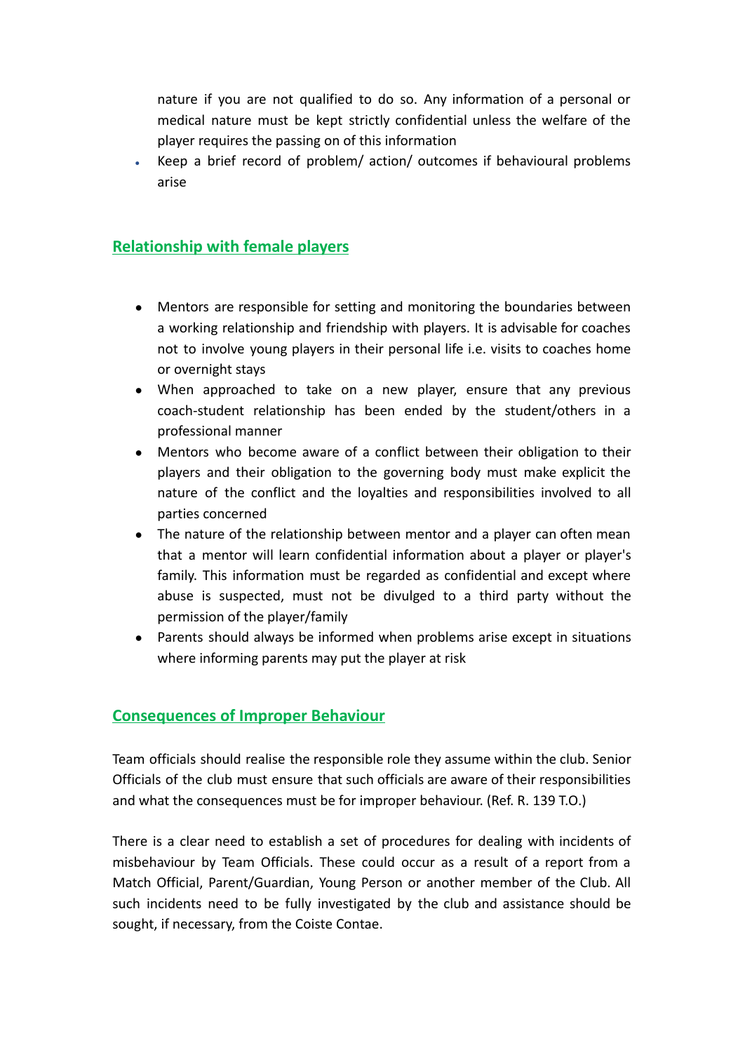nature if you are not qualified to do so. Any information of a personal or medical nature must be kept strictly confidential unless the welfare of the player requires the passing on of this information

- Keep a brief record of problem/ action/ outcomes if behavioural problems arise

## Relationship with female players

- Mentors are responsible for setting and monitoring the boundaries between a working relationship and friendship with players. It is advisable for coaches not to involve young players in their personal life i.e. visits to coaches home or overnight stays
- When approached to take on a new player, ensure that any previous coach-student relationship has been ended by the student/others in a professional manner
- Mentors who become aware of a conflict between their obligation to their players and their obligation to the governing body must make explicit the nature of the conflict and the loyalties and responsibilities involved to all parties concerned
- The nature of the relationship between mentor and a player can often mean that a mentor will learn confidential information about a player or player's family. This information must be regarded as confidential and except where abuse is suspected, must not be divulged to a third party without the permission of the player/family
- Parents should always be informed when problems arise except in situations where informing parents may put the player at risk

## Consequences of Improper Behaviour

Team officials should realise the responsible role they assume within the club. Senior Officials of the club must ensure that such officials are aware of their responsibilities and what the consequences must be for improper behaviour. (Ref. R. 139 T.O.)

There is a clear need to establish a set of procedures for dealing with incidents of misbehaviour by Team Officials. These could occur as a result of a report from a Match Official, Parent/Guardian, Young Person or another member of the Club. All such incidents need to be fully investigated by the club and assistance should be sought, if necessary, from the Coiste Contae.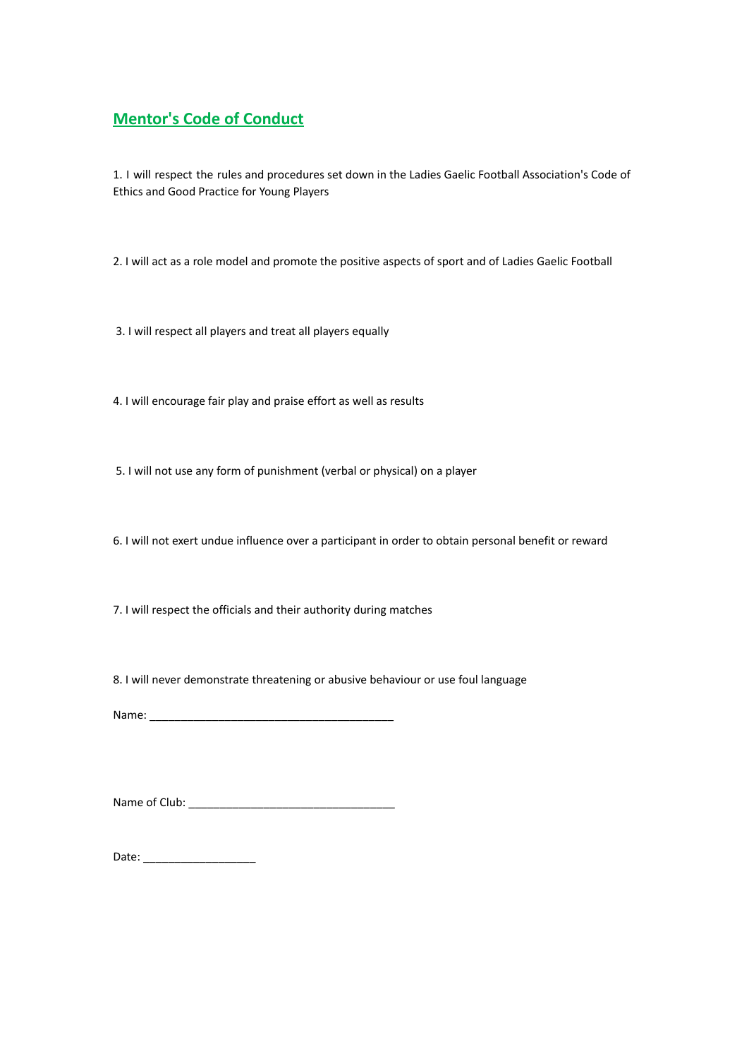## Mentor's Code of Conduct

1. I will respect the rules and procedures set down in the Ladies Gaelic Football Association's Code of Ethics and Good Practice for Young Players

2. I will act as a role model and promote the positive aspects of sport and of Ladies Gaelic Football

3. I will respect all players and treat all players equally

4. I will encourage fair play and praise effort as well as results

5. I will not use any form of punishment (verbal or physical) on a player

6. I will not exert undue influence over a participant in order to obtain personal benefit or reward

7. I will respect the officials and their authority during matches

8. I will never demonstrate threatening or abusive behaviour or use foul language

Name: _______________________________________

Name of Club: _________________________________

Date: __________________